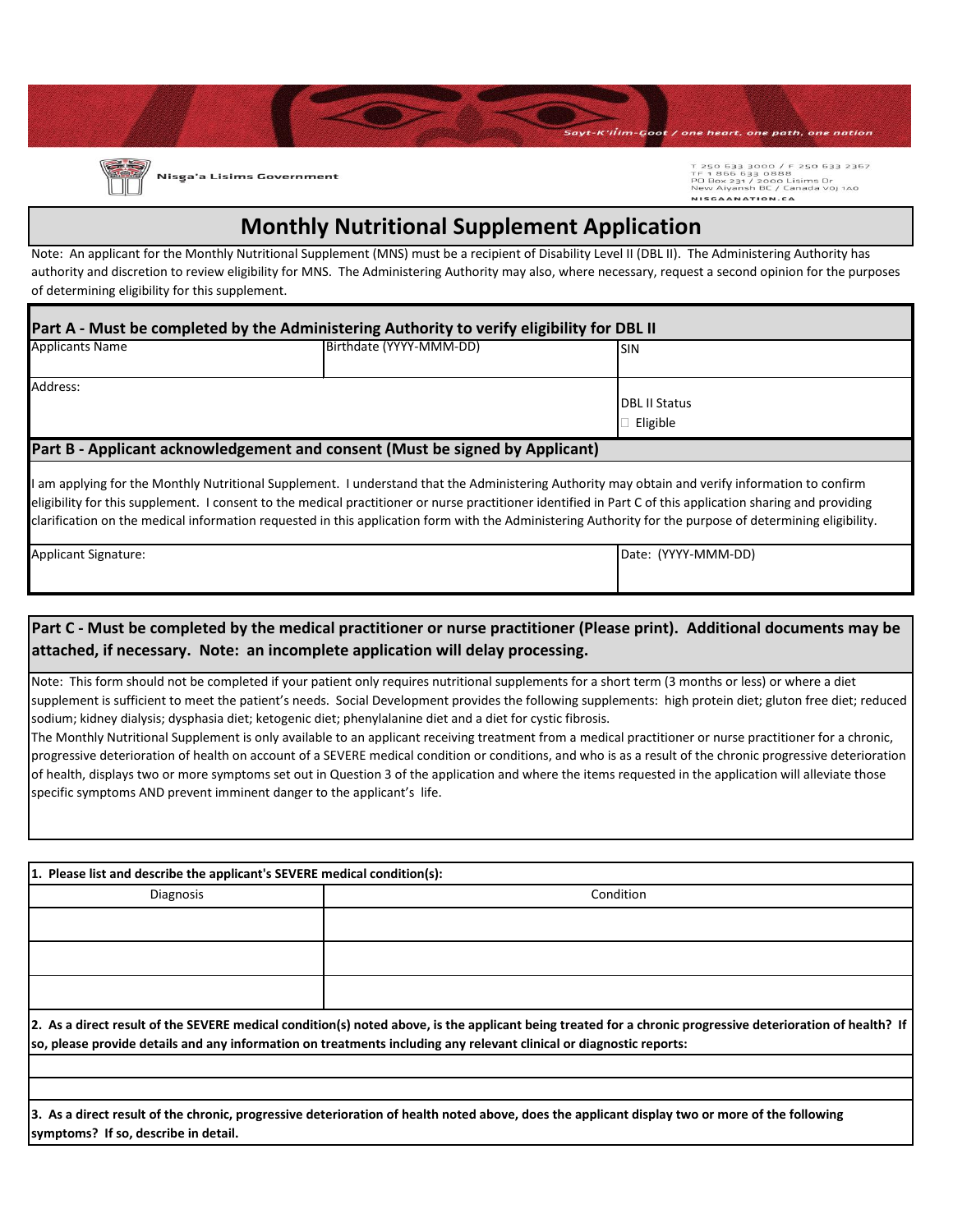Sayt-K'ilim-Goot / one heart, one path, one nation

Nisg̱a'a Lisims Government

T 250 633 3000 / F 250 633 2367
TF 1 866 633 0888
PO Box 231 / 2000 Lisims Dr
New Aiyansh BC / Canada V0J 1A0
NISGAANATION.CA

# Monthly Nutritional Supplement Application

Note: An applicant for the Monthly Nutritional Supplement (MNS) must be a recipient of Disability Level II (DBL II). The Administering Authority has authority and discretion to review eligibility for MNS. The Administering Authority may also, where necessary, request a second opinion for the purposes of determining eligibility for this supplement.

## Part A - Must be completed by the Administering Authority to verify eligibility for DBL II

| Applicants Name | Birthdate (YYYY-MMM-DD) | SIN |
|---|---|---|
| Address: | | DBL II Status<br>☐ Eligible |

## Part B - Applicant acknowledgement and consent (Must be signed by Applicant)

I am applying for the Monthly Nutritional Supplement. I understand that the Administering Authority may obtain and verify information to confirm eligibility for this supplement. I consent to the medical practitioner or nurse practitioner identified in Part C of this application sharing and providing clarification on the medical information requested in this application form with the Administering Authority for the purpose of determining eligibility.

| Applicant Signature: | Date: (YYYY-MMM-DD) |
|---|---|

## Part C - Must be completed by the medical practitioner or nurse practitioner (Please print). Additional documents may be attached, if necessary. Note: an incomplete application will delay processing.

Note: This form should not be completed if your patient only requires nutritional supplements for a short term (3 months or less) or where a diet supplement is sufficient to meet the patient's needs. Social Development provides the following supplements: high protein diet; gluton free diet; reduced sodium; kidney dialysis; dysphasia diet; ketogenic diet; phenylalanine diet and a diet for cystic fibrosis.
The Monthly Nutritional Supplement is only available to an applicant receiving treatment from a medical practitioner or nurse practitioner for a chronic, progressive deterioration of health on account of a SEVERE medical condition or conditions, and who is as a result of the chronic progressive deterioration of health, displays two or more symptoms set out in Question 3 of the application and where the items requested in the application will alleviate those specific symptoms AND prevent imminent danger to the applicant's life.

**1. Please list and describe the applicant's SEVERE medical condition(s):**

| Diagnosis | Condition |
|---|---|
| | |
| | |
| | |

**2. As a direct result of the SEVERE medical condition(s) noted above, is the applicant being treated for a chronic progressive deterioration of health? If so, please provide details and any information on treatments including any relevant clinical or diagnostic reports:**

**3. As a direct result of the chronic, progressive deterioration of health noted above, does the applicant display two or more of the following symptoms? If so, describe in detail.**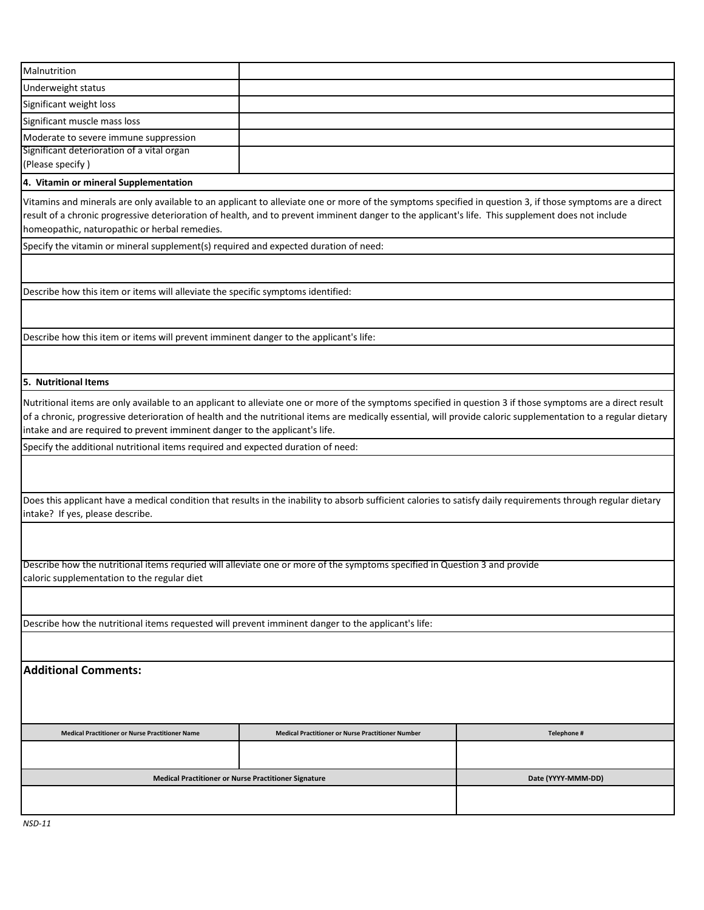| | |
|---|---|
| Malnutrition | |
| Underweight status | |
| Significant weight loss | |
| Significant muscle mass loss | |
| Moderate to severe immune suppression | |
| Significant deterioration of a vital organ (Please specify ) | |

**4. Vitamin or mineral Supplementation**

Vitamins and minerals are only available to an applicant to alleviate one or more of the symptoms specified in question 3, if those symptoms are a direct result of a chronic progressive deterioration of health, and to prevent imminent danger to the applicant's life. This supplement does not include homeopathic, naturopathic or herbal remedies.

Specify the vitamin or mineral supplement(s) required and expected duration of need:

Describe how this item or items will alleviate the specific symptoms identified:

Describe how this item or items will prevent imminent danger to the applicant's life:

**5. Nutritional Items**

Nutritional items are only available to an applicant to alleviate one or more of the symptoms specified in question 3 if those symptoms are a direct result of a chronic, progressive deterioration of health and the nutritional items are medically essential, will provide caloric supplementation to a regular dietary intake and are required to prevent imminent danger to the applicant's life.

Specify the additional nutritional items required and expected duration of need:

Does this applicant have a medical condition that results in the inability to absorb sufficient calories to satisfy daily requirements through regular dietary intake? If yes, please describe.

Describe how the nutritional items requried will alleviate one or more of the symptoms specified in Question 3 and provide caloric supplementation to the regular diet

Describe how the nutritional items requested will prevent imminent danger to the applicant's life:

## Additional Comments:

| Medical Practitioner or Nurse Practitioner Name | Medical Practitioner or Nurse Practitioner Number | Telephone # |
|---|---|---|
| | | |

| Medical Practitioner or Nurse Practitioner Signature | Date (YYYY-MMM-DD) |
|---|---|
| | |

*NSD-11*